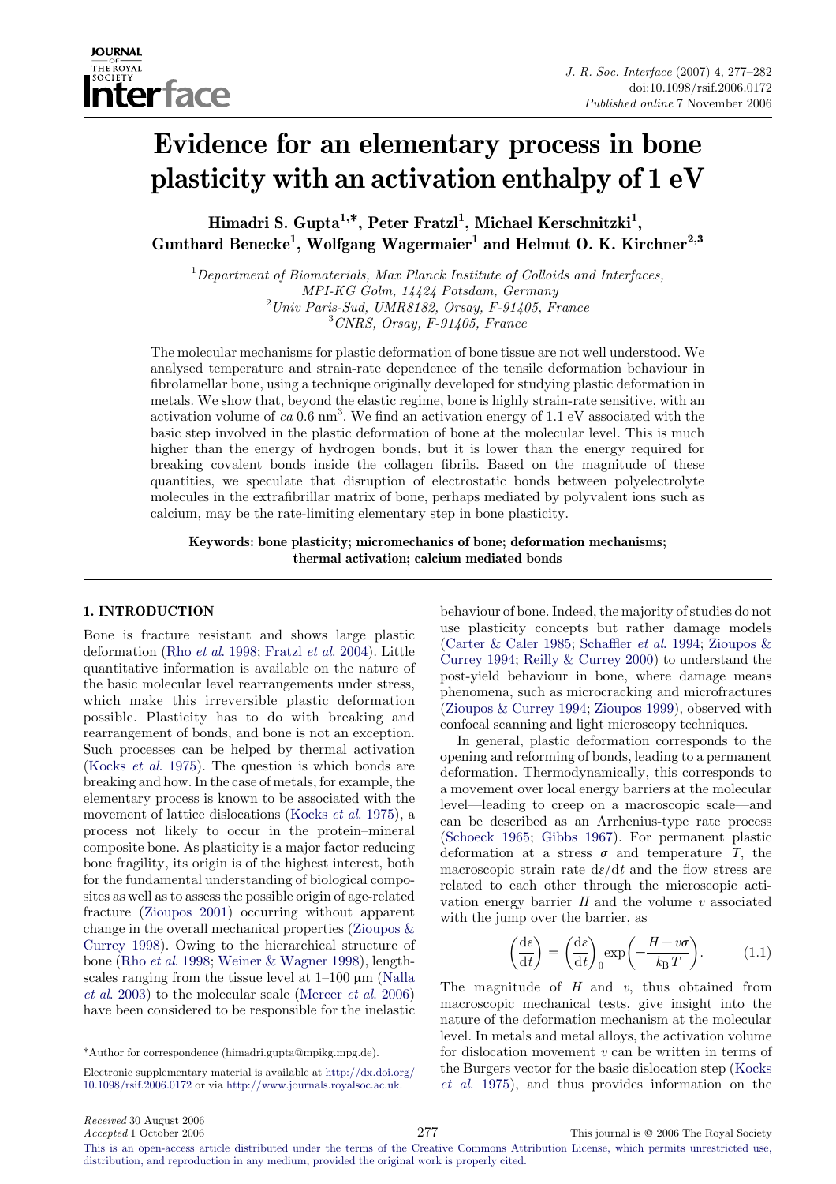# Evidence for an elementary process in bone plasticity with an activation enthalpy of 1 eV

**Himadri S. Gupta[1,*], Peter Fratzl[1], Michael Kerschnitzki[1], Gunthard Benecke[1], Wolfgang Wagermaier[1] and Helmut O. K. Kirchner[2,3]**

[1] *Department of Biomaterials, Max Planck Institute of Colloids and Interfaces, MPI-KG Golm, 14424 Potsdam, Germany*
[2] *Univ Paris-Sud, UMR8182, Orsay, F-91405, France*
[3] *CNRS, Orsay, F-91405, France*

The molecular mechanisms for plastic deformation of bone tissue are not well understood. We analysed temperature and strain-rate dependence of the tensile deformation behaviour in fibrolamellar bone, using a technique originally developed for studying plastic deformation in metals. We show that, beyond the elastic regime, bone is highly strain-rate sensitive, with an activation volume of *ca* 0.6 $nm^3$. We find an activation energy of 1.1 eV associated with the basic step involved in the plastic deformation of bone at the molecular level. This is much higher than the energy of hydrogen bonds, but it is lower than the energy required for breaking covalent bonds inside the collagen fibrils. Based on the magnitude of these quantities, we speculate that disruption of electrostatic bonds between polyelectrolyte molecules in the extrafibrillar matrix of bone, perhaps mediated by polyvalent ions such as calcium, may be the rate-limiting elementary step in bone plasticity.

**Keywords: bone plasticity; micromechanics of bone; deformation mechanisms; thermal activation; calcium mediated bonds**

## 1. INTRODUCTION

Bone is fracture resistant and shows large plastic deformation (Rho *et al.* 1998; Fratzl *et al.* 2004). Little quantitative information is available on the nature of the basic molecular level rearrangements under stress, which make this irreversible plastic deformation possible. Plasticity has to do with breaking and rearrangement of bonds, and bone is not an exception. Such processes can be helped by thermal activation (Kocks *et al.* 1975). The question is which bonds are breaking and how. In the case of metals, for example, the elementary process is known to be associated with the movement of lattice dislocations (Kocks *et al.* 1975), a process not likely to occur in the protein–mineral composite bone. As plasticity is a major factor reducing bone fragility, its origin is of the highest interest, both for the fundamental understanding of biological composites as well as to assess the possible origin of age-related fracture (Zioupos 2001) occurring without apparent change in the overall mechanical properties (Zioupos & Currey 1998). Owing to the hierarchical structure of bone (Rho *et al.* 1998; Weiner & Wagner 1998), length-scales ranging from the tissue level at 1–100 μm (Nalla *et al.* 2003) to the molecular scale (Mercer *et al.* 2006) have been considered to be responsible for the inelastic behaviour of bone. Indeed, the majority of studies do not use plasticity concepts but rather damage models (Carter & Caler 1985; Schaffler *et al.* 1994; Zioupos & Currey 1994; Reilly & Currey 2000) to understand the post-yield behaviour in bone, where damage means phenomena, such as microcracking and microfractures (Zioupos & Currey 1994; Zioupos 1999), observed with confocal scanning and light microscopy techniques.

In general, plastic deformation corresponds to the opening and reforming of bonds, leading to a permanent deformation. Thermodynamically, this corresponds to a movement over local energy barriers at the molecular level—leading to creep on a macroscopic scale—and can be described as an Arrhenius-type rate process (Schoeck 1965; Gibbs 1967). For permanent plastic deformation at a stress $\sigma$ and temperature $T$, the macroscopic strain rate $d\varepsilon/dt$ and the flow stress are related to each other through the microscopic activation energy barrier $H$ and the volume $v$ associated with the jump over the barrier, as

$$\left(\frac{d\varepsilon}{dt}\right) = \left(\frac{d\varepsilon}{dt}\right)_0 \exp\left(-\frac{H - v\sigma}{k_B T}\right). \tag{1.1}$$

The magnitude of $H$ and $v$, thus obtained from macroscopic mechanical tests, give insight into the nature of the deformation mechanism at the molecular level. In metals and metal alloys, the activation volume for dislocation movement $v$ can be written in terms of the Burgers vector for the basic dislocation step (Kocks *et al.* 1975), and thus provides information on the

*Author for correspondence (himadri.gupta@mpikg.mpg.de).

Electronic supplementary material is available at http://dx.doi.org/10.1098/rsif.2006.0172 or via http://www.journals.royalsoc.ac.uk.

*Received* 30 August 2006
*Accepted* 1 October 2006

This journal is © 2006 The Royal Society

This is an open-access article distributed under the terms of the Creative Commons Attribution License, which permits unrestricted use, distribution, and reproduction in any medium, provided the original work is properly cited.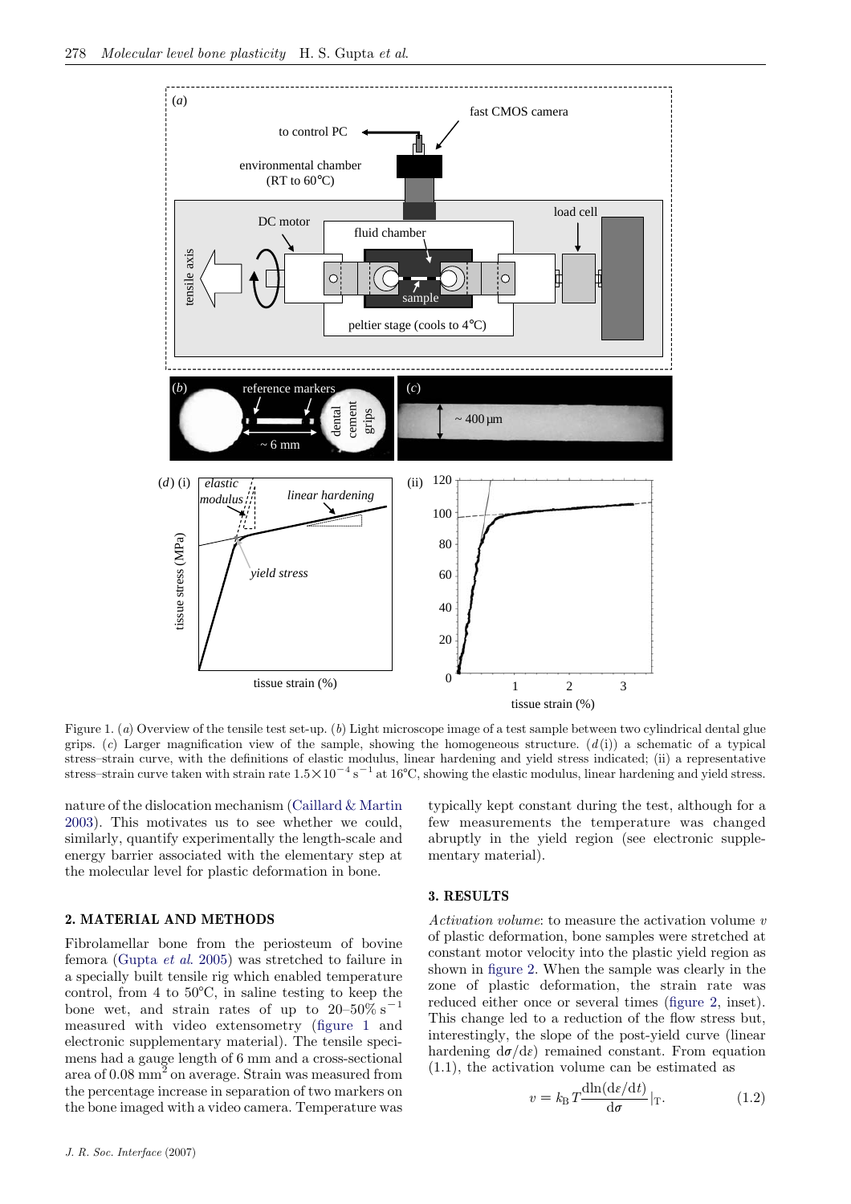Figure 1. (*a*) Overview of the tensile test set-up. (*b*) Light microscope image of a test sample between two cylindrical dental glue grips. (*c*) Larger magnification view of the sample, showing the homogeneous structure. (*d* (i)) a schematic of a typical stress–strain curve, with the definitions of elastic modulus, linear hardening and yield stress indicated; (ii) a representative stress–strain curve taken with strain rate $1.5\times10^{-4}\ \mathrm{s}^{-1}$ at 16°C, showing the elastic modulus, linear hardening and yield stress.

nature of the dislocation mechanism (Caillard & Martin 2003). This motivates us to see whether we could, similarly, quantify experimentally the length-scale and energy barrier associated with the elementary step at the molecular level for plastic deformation in bone.

## 2. MATERIAL AND METHODS

Fibrolamellar bone from the periosteum of bovine femora (Gupta *et al.* 2005) was stretched to failure in a specially built tensile rig which enabled temperature control, from 4 to 50°C, in saline testing to keep the bone wet, and strain rates of up to 20–50% $\mathrm{s}^{-1}$ measured with video extensometry (figure 1 and electronic supplementary material). The tensile specimens had a gauge length of 6 mm and a cross-sectional area of 0.08 $\mathrm{mm}^2$ on average. Strain was measured from the percentage increase in separation of two markers on the bone imaged with a video camera. Temperature was typically kept constant during the test, although for a few measurements the temperature was changed abruptly in the yield region (see electronic supplementary material).

## 3. RESULTS

*Activation volume*: to measure the activation volume $v$ of plastic deformation, bone samples were stretched at constant motor velocity into the plastic yield region as shown in figure 2. When the sample was clearly in the zone of plastic deformation, the strain rate was reduced either once or several times (figure 2, inset). This change led to a reduction of the flow stress but, interestingly, the slope of the post-yield curve (linear hardening $\mathrm{d}\sigma/\mathrm{d}\varepsilon$) remained constant. From equation (1.1), the activation volume can be estimated as

$$v = k_\mathrm{B}T\frac{\mathrm{d}\ln(\mathrm{d}\varepsilon/\mathrm{d}t)}{\mathrm{d}\sigma}\Big|_\mathrm{T}. \qquad (1.2)$$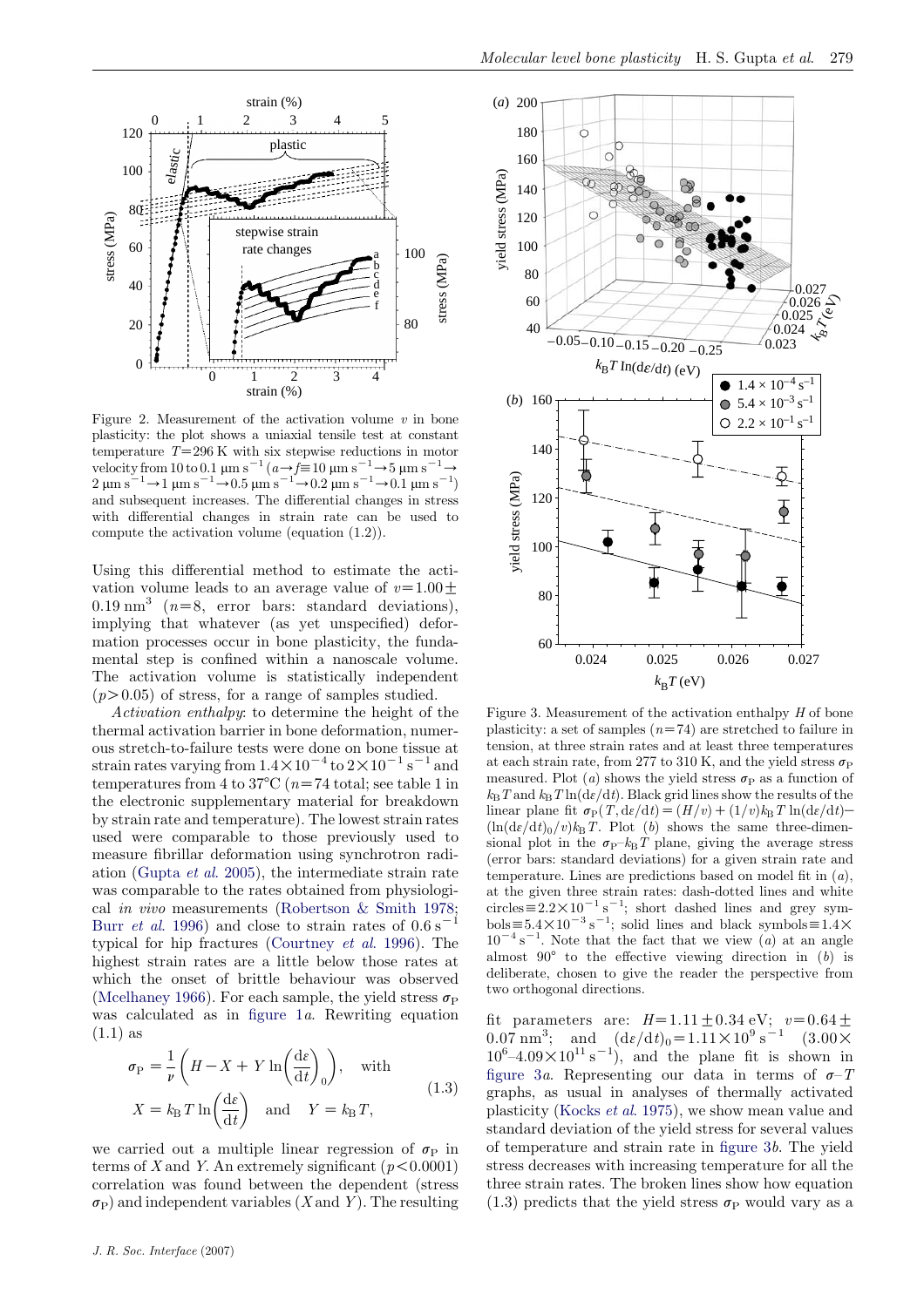Figure 2. Measurement of the activation volume $v$ in bone plasticity: the plot shows a uniaxial tensile test at constant temperature $T=296$ K with six stepwise reductions in motor velocity from 10 to 0.1 μm s$^{-1}$ ($a \rightarrow f \equiv 10$ μm s$^{-1} \rightarrow 5$ μm s$^{-1} \rightarrow 2$ μm s$^{-1} \rightarrow 1$ μm s$^{-1} \rightarrow 0.5$ μm s$^{-1} \rightarrow 0.2$ μm s$^{-1} \rightarrow 0.1$ μm s$^{-1}$) and subsequent increases. The differential changes in stress with differential changes in strain rate can be used to compute the activation volume (equation (1.2)).

Using this differential method to estimate the activation volume leads to an average value of $v=1.00\pm 0.19$ nm$^3$ ($n=8$, error bars: standard deviations), implying that whatever (as yet unspecified) deformation processes occur in bone plasticity, the fundamental step is confined within a nanoscale volume. The activation volume is statistically independent ($p>0.05$) of stress, for a range of samples studied.

*Activation enthalpy*: to determine the height of the thermal activation barrier in bone deformation, numerous stretch-to-failure tests were done on bone tissue at strain rates varying from $1.4\times10^{-4}$ to $2\times10^{-1}$ s$^{-1}$ and temperatures from 4 to 37°C ($n=74$ total; see table 1 in the electronic supplementary material for breakdown by strain rate and temperature). The lowest strain rates used were comparable to those previously used to measure fibrillar deformation using synchrotron radiation (Gupta *et al*. 2005), the intermediate strain rate was comparable to the rates obtained from physiological *in vivo* measurements (Robertson & Smith 1978; Burr *et al*. 1996) and close to strain rates of 0.6 s$^{-1}$ typical for hip fractures (Courtney *et al*. 1996). The highest strain rates are a little below those rates at which the onset of brittle behaviour was observed (Mcelhaney 1966). For each sample, the yield stress $\sigma_P$ was calculated as in figure 1*a*. Rewriting equation (1.1) as

$$\sigma_P = \frac{1}{v}\left(H - X + Y\ln\left(\frac{d\varepsilon}{dt}\right)_0\right), \quad \text{with}$$
$$X = k_B T \ln\left(\frac{d\varepsilon}{dt}\right) \quad \text{and} \quad Y = k_B T, \tag{1.3}$$

we carried out a multiple linear regression of $\sigma_P$ in terms of $X$ and $Y$. An extremely significant ($p<0.0001$) correlation was found between the dependent (stress $\sigma_P$) and independent variables ($X$ and $Y$). The resulting fit parameters are: $H=1.11\pm0.34$ eV; $v=0.64\pm 0.07$ nm$^3$; and $(d\varepsilon/dt)_0=1.11\times10^9$ s$^{-1}$ ($3.00\times 10^6$–$4.09\times10^{11}$ s$^{-1}$), and the plane fit is shown in figure 3*a*. Representing our data in terms of $\sigma$–$T$ graphs, as usual in analyses of thermally activated plasticity (Kocks *et al*. 1975), we show mean value and standard deviation of the yield stress for several values of temperature and strain rate in figure 3*b*. The yield stress decreases with increasing temperature for all the three strain rates. The broken lines show how equation (1.3) predicts that the yield stress $\sigma_P$ would vary as a

Figure 3. Measurement of the activation enthalpy $H$ of bone plasticity: a set of samples ($n=74$) are stretched to failure in tension, at three strain rates and at least three temperatures at each strain rate, from 277 to 310 K, and the yield stress $\sigma_P$ measured. Plot (*a*) shows the yield stress $\sigma_P$ as a function of $k_BT$ and $k_BT\ln(d\varepsilon/dt)$. Black grid lines show the results of the linear plane fit $\sigma_P(T, d\varepsilon/dt)=(H/v)+(1/v)k_BT\ln(d\varepsilon/dt)-(\ln(d\varepsilon/dt)_0/v)k_BT$. Plot (*b*) shows the same three-dimensional plot in the $\sigma_P$–$k_BT$ plane, giving the average stress (error bars: standard deviations) for a given strain rate and temperature. Lines are predictions based on model fit in (*a*), at the given three strain rates: dash-dotted lines and white circles $\equiv 2.2\times10^{-1}$ s$^{-1}$; short dashed lines and grey symbols $\equiv 5.4\times10^{-3}$ s$^{-1}$; solid lines and black symbols $\equiv 1.4\times 10^{-4}$ s$^{-1}$. Note that the fact that we view (*a*) at an angle almost 90° to the effective viewing direction in (*b*) is deliberate, chosen to give the reader the perspective from two orthogonal directions.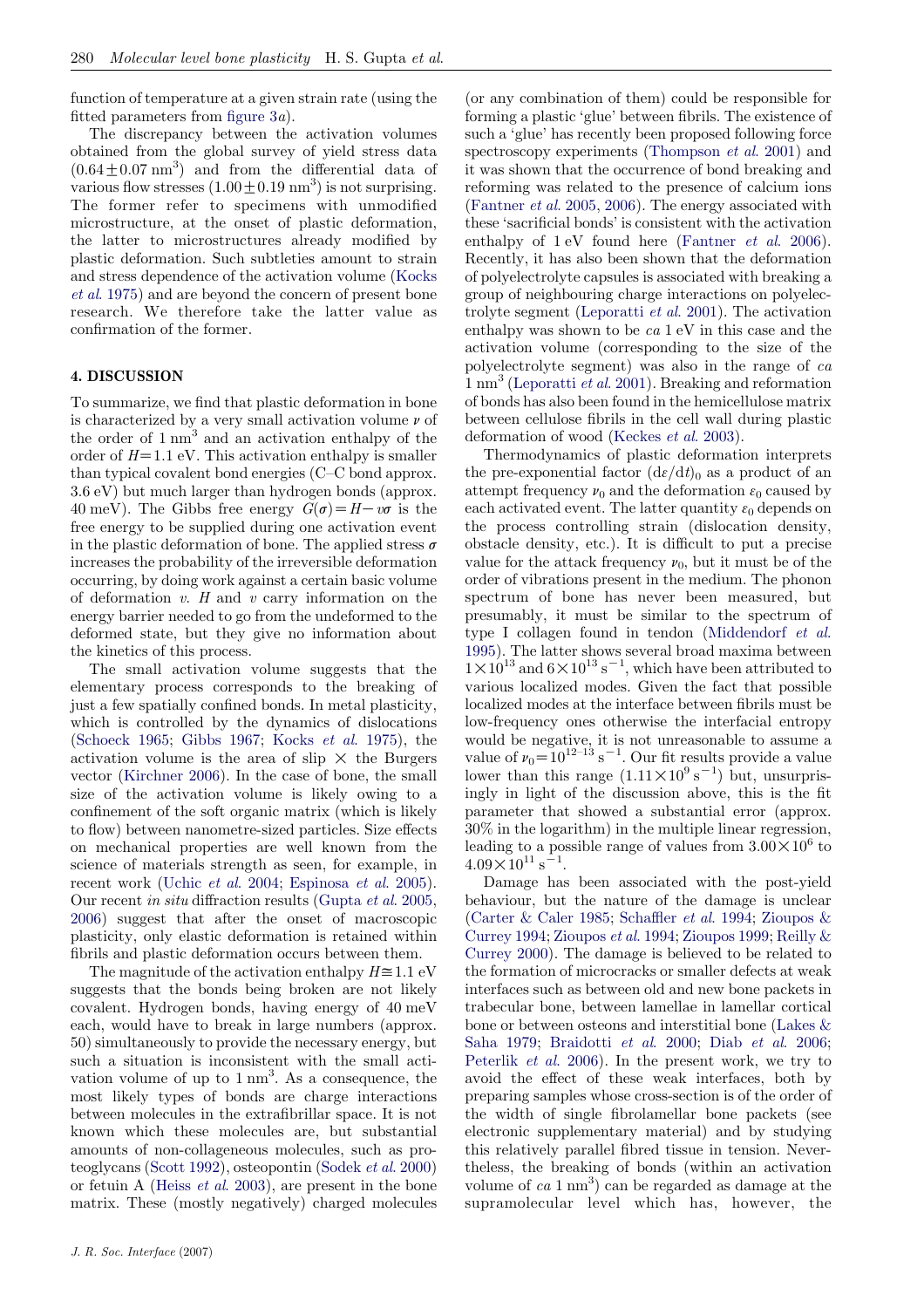function of temperature at a given strain rate (using the fitted parameters from figure 3*a*).

The discrepancy between the activation volumes obtained from the global survey of yield stress data ($0.64\pm0.07\ \mathrm{nm}^3$) and from the differential data of various flow stresses ($1.00\pm0.19\ \mathrm{nm}^3$) is not surprising. The former refer to specimens with unmodified microstructure, at the onset of plastic deformation, the latter to microstructures already modified by plastic deformation. Such subtleties amount to strain and stress dependence of the activation volume (Kocks *et al.* 1975) and are beyond the concern of present bone research. We therefore take the latter value as confirmation of the former.

## 4. DISCUSSION

To summarize, we find that plastic deformation in bone is characterized by a very small activation volume $\nu$ of the order of $1\ \mathrm{nm}^3$ and an activation enthalpy of the order of $H=1.1$ eV. This activation enthalpy is smaller than typical covalent bond energies (C–C bond approx. 3.6 eV) but much larger than hydrogen bonds (approx. 40 meV). The Gibbs free energy $G(\sigma)=H-v\sigma$ is the free energy to be supplied during one activation event in the plastic deformation of bone. The applied stress $\sigma$ increases the probability of the irreversible deformation occurring, by doing work against a certain basic volume of deformation $v$. $H$ and $v$ carry information on the energy barrier needed to go from the undeformed to the deformed state, but they give no information about the kinetics of this process.

The small activation volume suggests that the elementary process corresponds to the breaking of just a few spatially confined bonds. In metal plasticity, which is controlled by the dynamics of dislocations (Schoeck 1965; Gibbs 1967; Kocks *et al.* 1975), the activation volume is the area of slip × the Burgers vector (Kirchner 2006). In the case of bone, the small size of the activation volume is likely owing to a confinement of the soft organic matrix (which is likely to flow) between nanometre-sized particles. Size effects on mechanical properties are well known from the science of materials strength as seen, for example, in recent work (Uchic *et al.* 2004; Espinosa *et al.* 2005). Our recent *in situ* diffraction results (Gupta *et al.* 2005, 2006) suggest that after the onset of macroscopic plasticity, only elastic deformation is retained within fibrils and plastic deformation occurs between them.

The magnitude of the activation enthalpy $H\cong1.1$ eV suggests that the bonds being broken are not likely covalent. Hydrogen bonds, having energy of 40 meV each, would have to break in large numbers (approx. 50) simultaneously to provide the necessary energy, but such a situation is inconsistent with the small activation volume of up to $1\ \mathrm{nm}^3$. As a consequence, the most likely types of bonds are charge interactions between molecules in the extrafibrillar space. It is not known which these molecules are, but substantial amounts of non-collageneous molecules, such as proteoglycans (Scott 1992), osteopontin (Sodek *et al.* 2000) or fetuin A (Heiss *et al.* 2003), are present in the bone matrix. These (mostly negatively) charged molecules (or any combination of them) could be responsible for forming a plastic 'glue' between fibrils. The existence of such a 'glue' has recently been proposed following force spectroscopy experiments (Thompson *et al.* 2001) and it was shown that the occurrence of bond breaking and reforming was related to the presence of calcium ions (Fantner *et al.* 2005, 2006). The energy associated with these 'sacrificial bonds' is consistent with the activation enthalpy of 1 eV found here (Fantner *et al.* 2006). Recently, it has also been shown that the deformation of polyelectrolyte capsules is associated with breaking a group of neighbouring charge interactions on polyelectrolyte segment (Leporatti *et al.* 2001). The activation enthalpy was shown to be *ca* 1 eV in this case and the activation volume (corresponding to the size of the polyelectrolyte segment) was also in the range of *ca* $1\ \mathrm{nm}^3$ (Leporatti *et al.* 2001). Breaking and reformation of bonds has also been found in the hemicellulose matrix between cellulose fibrils in the cell wall during plastic deformation of wood (Keckes *et al.* 2003).

Thermodynamics of plastic deformation interprets the pre-exponential factor $(\mathrm{d}\varepsilon/\mathrm{d}t)_0$ as a product of an attempt frequency $\nu_0$ and the deformation $\varepsilon_0$ caused by each activated event. The latter quantity $\varepsilon_0$ depends on the process controlling strain (dislocation density, obstacle density, etc.). It is difficult to put a precise value for the attack frequency $\nu_0$, but it must be of the order of vibrations present in the medium. The phonon spectrum of bone has never been measured, but presumably, it must be similar to the spectrum of type I collagen found in tendon (Middendorf *et al.* 1995). The latter shows several broad maxima between $1\times10^{13}$ and $6\times10^{13}\ \mathrm{s}^{-1}$, which have been attributed to various localized modes. Given the fact that possible localized modes at the interface between fibrils must be low-frequency ones otherwise the interfacial entropy would be negative, it is not unreasonable to assume a value of $\nu_0=10^{12-13}\ \mathrm{s}^{-1}$. Our fit results provide a value lower than this range ($1.11\times10^9\ \mathrm{s}^{-1}$) but, unsurprisingly in light of the discussion above, this is the fit parameter that showed a substantial error (approx. 30% in the logarithm) in the multiple linear regression, leading to a possible range of values from $3.00\times10^6$ to $4.09\times10^{11}\ \mathrm{s}^{-1}$.

Damage has been associated with the post-yield behaviour, but the nature of the damage is unclear (Carter & Caler 1985; Schaffler *et al.* 1994; Zioupos & Currey 1994; Zioupos *et al.* 1994; Zioupos 1999; Reilly & Currey 2000). The damage is believed to be related to the formation of microcracks or smaller defects at weak interfaces such as between old and new bone packets in trabecular bone, between lamellae in lamellar cortical bone or between osteons and interstitial bone (Lakes & Saha 1979; Braidotti *et al.* 2000; Diab *et al.* 2006; Peterlik *et al.* 2006). In the present work, we try to avoid the effect of these weak interfaces, both by preparing samples whose cross-section is of the order of the width of single fibrolamellar bone packets (see electronic supplementary material) and by studying this relatively parallel fibred tissue in tension. Nevertheless, the breaking of bonds (within an activation volume of *ca* $1\ \mathrm{nm}^3$) can be regarded as damage at the supramolecular level which has, however, the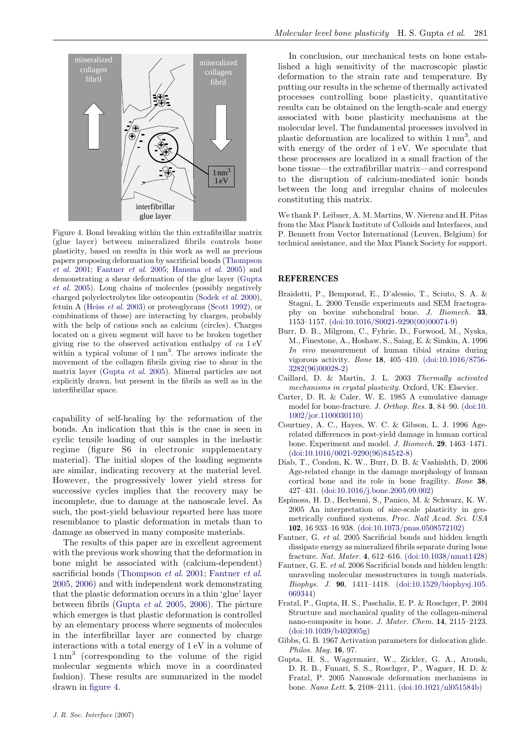Figure 4. Bond breaking within the thin extrafibrillar matrix (glue layer) between mineralized fibrils controls bone plasticity, based on results in this work as well as previous papers proposing deformation by sacrificial bonds (Thompson *et al.* 2001; Fantner *et al.* 2005; Hansma *et al.* 2005) and demonstrating a shear deformation of the glue layer (Gupta *et al.* 2005). Long chains of molecules (possibly negatively charged polyelectrolytes like osteopontin (Sodek *et al.* 2000), fetuin A (Heiss *et al.* 2003) or proteoglycans (Scott 1992), or combinations of those) are interacting by charges, probably with the help of cations such as calcium (circles). Charges located on a given segment will have to be broken together giving rise to the observed activation enthalpy of *ca* 1 eV within a typical volume of 1 $nm^3$. The arrows indicate the movement of the collagen fibrils giving rise to shear in the matrix layer (Gupta *et al.* 2005). Mineral particles are not explicitly drawn, but present in the fibrils as well as in the interfibrillar space.

capability of self-healing by the reformation of the bonds. An indication that this is the case is seen in cyclic tensile loading of our samples in the inelastic regime (figure S6 in electronic supplementary material). The initial slopes of the loading segments are similar, indicating recovery at the material level. However, the progressively lower yield stress for successive cycles implies that the recovery may be incomplete, due to damage at the nanoscale level. As such, the post-yield behaviour reported here has more resemblance to plastic deformation in metals than to damage as observed in many composite materials.

The results of this paper are in excellent agreement with the previous work showing that the deformation in bone might be associated with (calcium-dependent) sacrificial bonds (Thompson *et al.* 2001; Fantner *et al.* 2005, 2006) and with independent work demonstrating that the plastic deformation occurs in a thin 'glue' layer between fibrils (Gupta *et al.* 2005, 2006). The picture which emerges is that plastic deformation is controlled by an elementary process where segments of molecules in the interfibrillar layer are connected by charge interactions with a total energy of 1 eV in a volume of 1 $nm^3$ (corresponding to the volume of the rigid molecular segments which move in a coordinated fashion). These results are summarized in the model drawn in figure 4.

In conclusion, our mechanical tests on bone established a high sensitivity of the macroscopic plastic deformation to the strain rate and temperature. By putting our results in the scheme of thermally activated processes controlling bone plasticity, quantitative results can be obtained on the length-scale and energy associated with bone plasticity mechanisms at the molecular level. The fundamental processes involved in plastic deformation are localized to within 1 $nm^3$, and with energy of the order of 1 eV. We speculate that these processes are localized in a small fraction of the bone tissue—the extrafibrillar matrix—and correspond to the disruption of calcium-mediated ionic bonds between the long and irregular chains of molecules constituting this matrix.

We thank P. Leibner, A. M. Martins, W. Nierenz and H. Pitas from the Max Planck Institute of Colloids and Interfaces, and P. Bennett from Vector International (Leuven, Belgium) for technical assistance, and the Max Planck Society for support.

## REFERENCES

Braidotti, P., Bemporad, E., D'alessio, T., Sciuto, S. A. & Stagni, L. 2000 Tensile experiments and SEM fractography on bovine subchondral bone. *J. Biomech.* **33**, 1153–1157. (doi:10.1016/S0021-9290(00)00074-9)

Burr, D. B., Milgrom, C., Fyhrie, D., Forwood, M., Nyska, M., Finestone, A., Hoshaw, S., Saiag, E. & Simkin, A. 1996 *In vivo* measurement of human tibial strains during vigorous activity. *Bone* **18**, 405–410. (doi:10.1016/8756-3282(96)00028-2)

Caillard, D. & Martin, J. L. 2003 *Thermally activated mechanisms in crystal plasticity*. Oxford, UK: Elsevier.

Carter, D. R. & Caler, W. E. 1985 A cumulative damage model for bone-fracture. *J. Orthop. Res.* **3**, 84–90. (doi:10.1002/jor.1100030110)

Courtney, A. C., Hayes, W. C. & Gibson, L. J. 1996 Age-related differences in post-yield damage in human cortical bone. Experiment and model. *J. Biomech.* **29**, 1463–1471. (doi:10.1016/0021-9290(96)84542-8)

Diab, T., Condon, K. W., Burr, D. B. & Vashishth, D. 2006 Age-related change in the damage morphology of human cortical bone and its role in bone fragility. *Bone* **38**, 427–431. (doi:10.1016/j.bone.2005.09.002)

Espinosa, H. D., Berbenni, S., Panico, M. & Schwarz, K. W. 2005 An interpretation of size-scale plasticity in geometrically confined systems. *Proc. Natl Acad. Sci. USA* **102**, 16 933–16 938. (doi:10.1073/pnas.0508572102)

Fantner, G. *et al.* 2005 Sacrificial bonds and hidden length dissipate energy as mineralized fibrils separate during bone fracture. *Nat. Mater.* **4**, 612–616. (doi:10.1038/nmat1428)

Fantner, G. E. *et al.* 2006 Sacrificial bonds and hidden length: unifying polymeric mechanical mesostructures in tough materials. *Biophys. J.* **90**, 1411–1418. (doi:10.1529/biophysj.105.069344)

Fratzl, P., Gupta, H. S., Paschalis, E. P. & Roschger, P. 2004 Structure and mechanical quality of the collagen-mineral nano-composite in bone. *J. Mater. Chem.* **14**, 2115–2123. (doi:10.1039/b402005g)

Gibbs, G. B. 1967 Activation parameters for dislocation glide. *Philos. Mag.* **16**, 97.

Gupta, H. S., Wagermaier, W., Zickler, G. A., Aroush, D. R. B., Funari, S. S., Roschger, P., Wagner, H. D. & Fratzl, P. 2005 Nanoscale deformation mechanisms in bone. *Nano Lett.* **5**, 2108–2111. (doi:10.1021/nl051584b)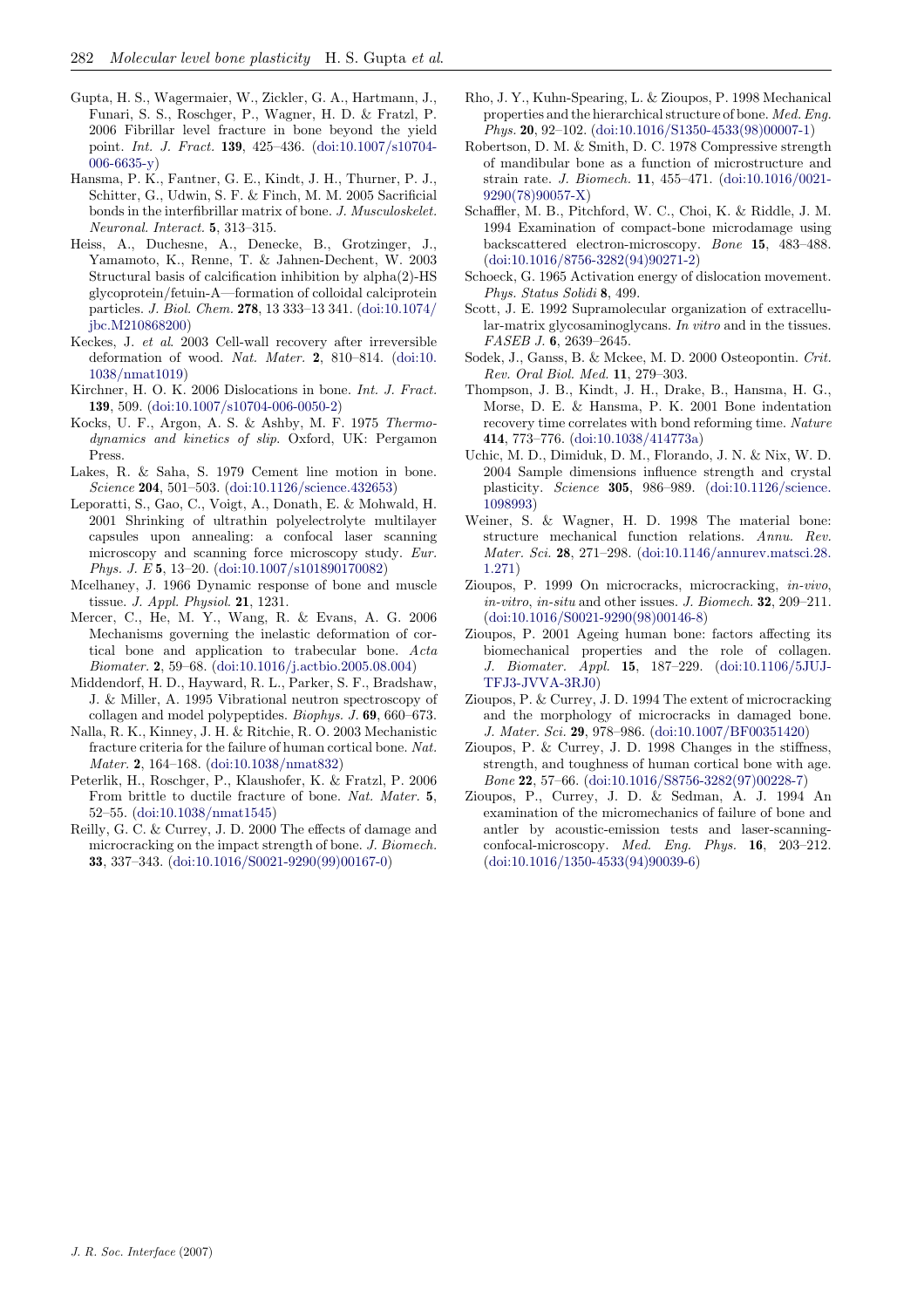Gupta, H. S., Wagermaier, W., Zickler, G. A., Hartmann, J., Funari, S. S., Roschger, P., Wagner, H. D. & Fratzl, P. 2006 Fibrillar level fracture in bone beyond the yield point. *Int. J. Fract.* **139**, 425–436. (doi:10.1007/s10704-006-6635-y)

Hansma, P. K., Fantner, G. E., Kindt, J. H., Thurner, P. J., Schitter, G., Udwin, S. F. & Finch, M. M. 2005 Sacrificial bonds in the interfibrillar matrix of bone. *J. Musculoskelet. Neuronal. Interact.* **5**, 313–315.

Heiss, A., Duchesne, A., Denecke, B., Grotzinger, J., Yamamoto, K., Renne, T. & Jahnen-Dechent, W. 2003 Structural basis of calcification inhibition by alpha(2)-HS glycoprotein/fetuin-A—formation of colloidal calciprotein particles. *J. Biol. Chem.* **278**, 13 333–13 341. (doi:10.1074/jbc.M210868200)

Keckes, J. *et al.* 2003 Cell-wall recovery after irreversible deformation of wood. *Nat. Mater.* **2**, 810–814. (doi:10.1038/nmat1019)

Kirchner, H. O. K. 2006 Dislocations in bone. *Int. J. Fract.* **139**, 509. (doi:10.1007/s10704-006-0050-2)

Kocks, U. F., Argon, A. S. & Ashby, M. F. 1975 *Thermodynamics and kinetics of slip.* Oxford, UK: Pergamon Press.

Lakes, R. & Saha, S. 1979 Cement line motion in bone. *Science* **204**, 501–503. (doi:10.1126/science.432653)

Leporatti, S., Gao, C., Voigt, A., Donath, E. & Mohwald, H. 2001 Shrinking of ultrathin polyelectrolyte multilayer capsules upon annealing: a confocal laser scanning microscopy and scanning force microscopy study. *Eur. Phys. J. E* **5**, 13–20. (doi:10.1007/s101890170082)

Mcelhaney, J. 1966 Dynamic response of bone and muscle tissue. *J. Appl. Physiol.* **21**, 1231.

Mercer, C., He, M. Y., Wang, R. & Evans, A. G. 2006 Mechanisms governing the inelastic deformation of cortical bone and application to trabecular bone. *Acta Biomater.* **2**, 59–68. (doi:10.1016/j.actbio.2005.08.004)

Middendorf, H. D., Hayward, R. L., Parker, S. F., Bradshaw, J. & Miller, A. 1995 Vibrational neutron spectroscopy of collagen and model polypeptides. *Biophys. J.* **69**, 660–673.

Nalla, R. K., Kinney, J. H. & Ritchie, R. O. 2003 Mechanistic fracture criteria for the failure of human cortical bone. *Nat. Mater.* **2**, 164–168. (doi:10.1038/nmat832)

Peterlik, H., Roschger, P., Klaushofer, K. & Fratzl, P. 2006 From brittle to ductile fracture of bone. *Nat. Mater.* **5**, 52–55. (doi:10.1038/nmat1545)

Reilly, G. C. & Currey, J. D. 2000 The effects of damage and microcracking on the impact strength of bone. *J. Biomech.* **33**, 337–343. (doi:10.1016/S0021-9290(99)00167-0)

Rho, J. Y., Kuhn-Spearing, L. & Zioupos, P. 1998 Mechanical properties and the hierarchical structure of bone. *Med. Eng. Phys.* **20**, 92–102. (doi:10.1016/S1350-4533(98)00007-1)

Robertson, D. M. & Smith, D. C. 1978 Compressive strength of mandibular bone as a function of microstructure and strain rate. *J. Biomech.* **11**, 455–471. (doi:10.1016/0021-9290(78)90057-X)

Schaffler, M. B., Pitchford, W. C., Choi, K. & Riddle, J. M. 1994 Examination of compact-bone microdamage using backscattered electron-microscopy. *Bone* **15**, 483–488. (doi:10.1016/8756-3282(94)90271-2)

Schoeck, G. 1965 Activation energy of dislocation movement. *Phys. Status Solidi* **8**, 499.

Scott, J. E. 1992 Supramolecular organization of extracellular-matrix glycosaminoglycans. *In vitro* and in the tissues. *FASEB J.* **6**, 2639–2645.

Sodek, J., Ganss, B. & Mckee, M. D. 2000 Osteopontin. *Crit. Rev. Oral Biol. Med.* **11**, 279–303.

Thompson, J. B., Kindt, J. H., Drake, B., Hansma, H. G., Morse, D. E. & Hansma, P. K. 2001 Bone indentation recovery time correlates with bond reforming time. *Nature* **414**, 773–776. (doi:10.1038/414773a)

Uchic, M. D., Dimiduk, D. M., Florando, J. N. & Nix, W. D. 2004 Sample dimensions influence strength and crystal plasticity. *Science* **305**, 986–989. (doi:10.1126/science.1098993)

Weiner, S. & Wagner, H. D. 1998 The material bone: structure mechanical function relations. *Annu. Rev. Mater. Sci.* **28**, 271–298. (doi:10.1146/annurev.matsci.28.1.271)

Zioupos, P. 1999 On microcracks, microcracking, *in-vivo*, *in-vitro*, *in-situ* and other issues. *J. Biomech.* **32**, 209–211. (doi:10.1016/S0021-9290(98)00146-8)

Zioupos, P. 2001 Ageing human bone: factors affecting its biomechanical properties and the role of collagen. *J. Biomater. Appl.* **15**, 187–229. (doi:10.1106/5JUJ-TFJ3-JVVA-3RJ0)

Zioupos, P. & Currey, J. D. 1994 The extent of microcracking and the morphology of microcracks in damaged bone. *J. Mater. Sci.* **29**, 978–986. (doi:10.1007/BF00351420)

Zioupos, P. & Currey, J. D. 1998 Changes in the stiffness, strength, and toughness of human cortical bone with age. *Bone* **22**, 57–66. (doi:10.1016/S8756-3282(97)00228-7)

Zioupos, P., Currey, J. D. & Sedman, A. J. 1994 An examination of the micromechanics of failure of bone and antler by acoustic-emission tests and laser-scanning-confocal-microscopy. *Med. Eng. Phys.* **16**, 203–212. (doi:10.1016/1350-4533(94)90039-6)